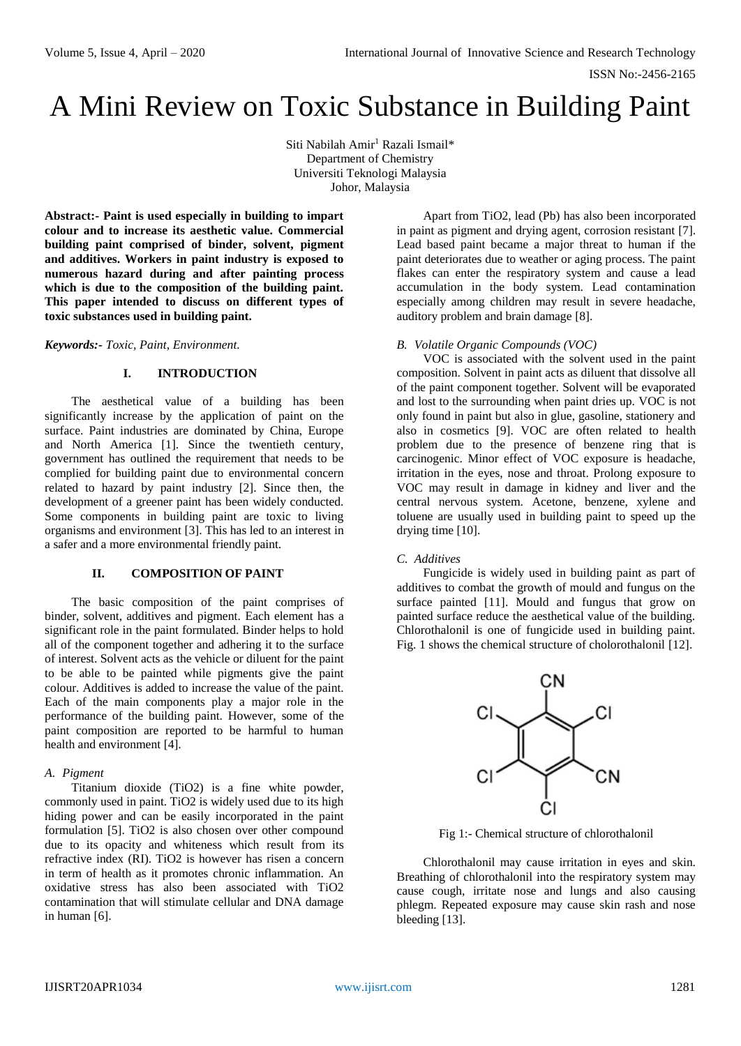# A Mini Review on Toxic Substance in Building Paint

Siti Nabilah Amir[1] Razali Ismail*
Department of Chemistry
Universiti Teknologi Malaysia
Johor, Malaysia

**Abstract:- Paint is used especially in building to impart colour and to increase its aesthetic value. Commercial building paint comprised of binder, solvent, pigment and additives. Workers in paint industry is exposed to numerous hazard during and after painting process which is due to the composition of the building paint. This paper intended to discuss on different types of toxic substances used in building paint.**

***Keywords:-*** *Toxic, Paint, Environment.*

## I. INTRODUCTION

The aesthetical value of a building has been significantly increase by the application of paint on the surface. Paint industries are dominated by China, Europe and North America [1]. Since the twentieth century, government has outlined the requirement that needs to be complied for building paint due to environmental concern related to hazard by paint industry [2]. Since then, the development of a greener paint has been widely conducted. Some components in building paint are toxic to living organisms and environment [3]. This has led to an interest in a safer and a more environmental friendly paint.

## II. COMPOSITION OF PAINT

The basic composition of the paint comprises of binder, solvent, additives and pigment. Each element has a significant role in the paint formulated. Binder helps to hold all of the component together and adhering it to the surface of interest. Solvent acts as the vehicle or diluent for the paint to be able to be painted while pigments give the paint colour. Additives is added to increase the value of the paint. Each of the main components play a major role in the performance of the building paint. However, some of the paint composition are reported to be harmful to human health and environment [4].

### *A. Pigment*

Titanium dioxide ($TiO_2$) is a fine white powder, commonly used in paint. $TiO_2$ is widely used due to its high hiding power and can be easily incorporated in the paint formulation [5]. $TiO_2$ is also chosen over other compound due to its opacity and whiteness which result from its refractive index (RI). $TiO_2$ is however has risen a concern in term of health as it promotes chronic inflammation. An oxidative stress has also been associated with $TiO_2$ contamination that will stimulate cellular and DNA damage in human [6].

Apart from $TiO_2$, lead (Pb) has also been incorporated in paint as pigment and drying agent, corrosion resistant [7]. Lead based paint became a major threat to human if the paint deteriorates due to weather or aging process. The paint flakes can enter the respiratory system and cause a lead accumulation in the body system. Lead contamination especially among children may result in severe headache, auditory problem and brain damage [8].

### *B. Volatile Organic Compounds (VOC)*

VOC is associated with the solvent used in the paint composition. Solvent in paint acts as diluent that dissolve all of the paint component together. Solvent will be evaporated and lost to the surrounding when paint dries up. VOC is not only found in paint but also in glue, gasoline, stationery and also in cosmetics [9]. VOC are often related to health problem due to the presence of benzene ring that is carcinogenic. Minor effect of VOC exposure is headache, irritation in the eyes, nose and throat. Prolong exposure to VOC may result in damage in kidney and liver and the central nervous system. Acetone, benzene, xylene and toluene are usually used in building paint to speed up the drying time [10].

### *C. Additives*

Fungicide is widely used in building paint as part of additives to combat the growth of mould and fungus on the surface painted [11]. Mould and fungus that grow on painted surface reduce the aesthetical value of the building. Chlorothalonil is one of fungicide used in building paint. Fig. 1 shows the chemical structure of cholorothalonil [12].

Fig 1:- Chemical structure of chlorothalonil

Chlorothalonil may cause irritation in eyes and skin. Breathing of chlorothalonil into the respiratory system may cause cough, irritate nose and lungs and also causing phlegm. Repeated exposure may cause skin rash and nose bleeding [13].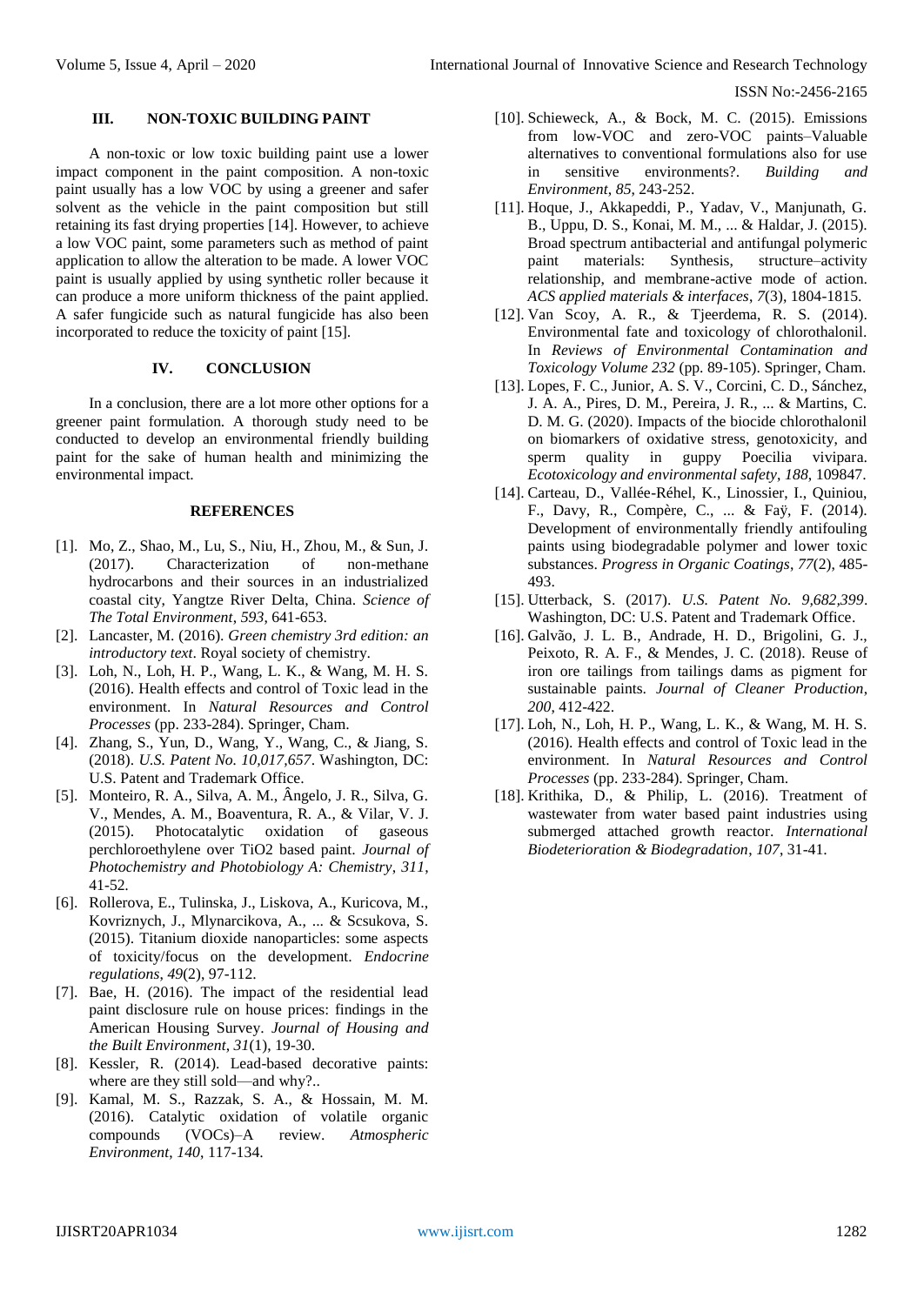## III. NON-TOXIC BUILDING PAINT

A non-toxic or low toxic building paint use a lower impact component in the paint composition. A non-toxic paint usually has a low VOC by using a greener and safer solvent as the vehicle in the paint composition but still retaining its fast drying properties [14]. However, to achieve a low VOC paint, some parameters such as method of paint application to allow the alteration to be made. A lower VOC paint is usually applied by using synthetic roller because it can produce a more uniform thickness of the paint applied. A safer fungicide such as natural fungicide has also been incorporated to reduce the toxicity of paint [15].

## IV. CONCLUSION

In a conclusion, there are a lot more other options for a greener paint formulation. A thorough study need to be conducted to develop an environmental friendly building paint for the sake of human health and minimizing the environmental impact.

## REFERENCES

- [1]. Mo, Z., Shao, M., Lu, S., Niu, H., Zhou, M., & Sun, J. (2017). Characterization of non-methane hydrocarbons and their sources in an industrialized coastal city, Yangtze River Delta, China. *Science of The Total Environment*, *593*, 641-653.
- [2]. Lancaster, M. (2016). *Green chemistry 3rd edition: an introductory text*. Royal society of chemistry.
- [3]. Loh, N., Loh, H. P., Wang, L. K., & Wang, M. H. S. (2016). Health effects and control of Toxic lead in the environment. In *Natural Resources and Control Processes* (pp. 233-284). Springer, Cham.
- [4]. Zhang, S., Yun, D., Wang, Y., Wang, C., & Jiang, S. (2018). *U.S. Patent No. 10,017,657*. Washington, DC: U.S. Patent and Trademark Office.
- [5]. Monteiro, R. A., Silva, A. M., Ângelo, J. R., Silva, G. V., Mendes, A. M., Boaventura, R. A., & Vilar, V. J. (2015). Photocatalytic oxidation of gaseous perchloroethylene over TiO2 based paint. *Journal of Photochemistry and Photobiology A: Chemistry*, *311*, 41-52.
- [6]. Rollerova, E., Tulinska, J., Liskova, A., Kuricova, M., Kovriznych, J., Mlynarcikova, A., ... & Scsukova, S. (2015). Titanium dioxide nanoparticles: some aspects of toxicity/focus on the development. *Endocrine regulations*, *49*(2), 97-112.
- [7]. Bae, H. (2016). The impact of the residential lead paint disclosure rule on house prices: findings in the American Housing Survey. *Journal of Housing and the Built Environment*, *31*(1), 19-30.
- [8]. Kessler, R. (2014). Lead-based decorative paints: where are they still sold—and why?..
- [9]. Kamal, M. S., Razzak, S. A., & Hossain, M. M. (2016). Catalytic oxidation of volatile organic compounds (VOCs)–A review. *Atmospheric Environment*, *140*, 117-134.
- [10]. Schieweck, A., & Bock, M. C. (2015). Emissions from low-VOC and zero-VOC paints–Valuable alternatives to conventional formulations also for use in sensitive environments?. *Building and Environment*, *85*, 243-252.
- [11]. Hoque, J., Akkapeddi, P., Yadav, V., Manjunath, G. B., Uppu, D. S., Konai, M. M., ... & Haldar, J. (2015). Broad spectrum antibacterial and antifungal polymeric paint materials: Synthesis, structure–activity relationship, and membrane-active mode of action. *ACS applied materials & interfaces*, *7*(3), 1804-1815.
- [12]. Van Scoy, A. R., & Tjeerdema, R. S. (2014). Environmental fate and toxicology of chlorothalonil. In *Reviews of Environmental Contamination and Toxicology Volume 232* (pp. 89-105). Springer, Cham.
- [13]. Lopes, F. C., Junior, A. S. V., Corcini, C. D., Sánchez, J. A. A., Pires, D. M., Pereira, J. R., ... & Martins, C. D. M. G. (2020). Impacts of the biocide chlorothalonil on biomarkers of oxidative stress, genotoxicity, and sperm quality in guppy Poecilia vivipara. *Ecotoxicology and environmental safety*, *188*, 109847.
- [14]. Carteau, D., Vallée-Réhel, K., Linossier, I., Quiniou, F., Davy, R., Compère, C., ... & Faÿ, F. (2014). Development of environmentally friendly antifouling paints using biodegradable polymer and lower toxic substances. *Progress in Organic Coatings*, *77*(2), 485-493.
- [15]. Utterback, S. (2017). *U.S. Patent No. 9,682,399*. Washington, DC: U.S. Patent and Trademark Office.
- [16]. Galvão, J. L. B., Andrade, H. D., Brigolini, G. J., Peixoto, R. A. F., & Mendes, J. C. (2018). Reuse of iron ore tailings from tailings dams as pigment for sustainable paints. *Journal of Cleaner Production*, *200*, 412-422.
- [17]. Loh, N., Loh, H. P., Wang, L. K., & Wang, M. H. S. (2016). Health effects and control of Toxic lead in the environment. In *Natural Resources and Control Processes* (pp. 233-284). Springer, Cham.
- [18]. Krithika, D., & Philip, L. (2016). Treatment of wastewater from water based paint industries using submerged attached growth reactor. *International Biodeterioration & Biodegradation*, *107*, 31-41.